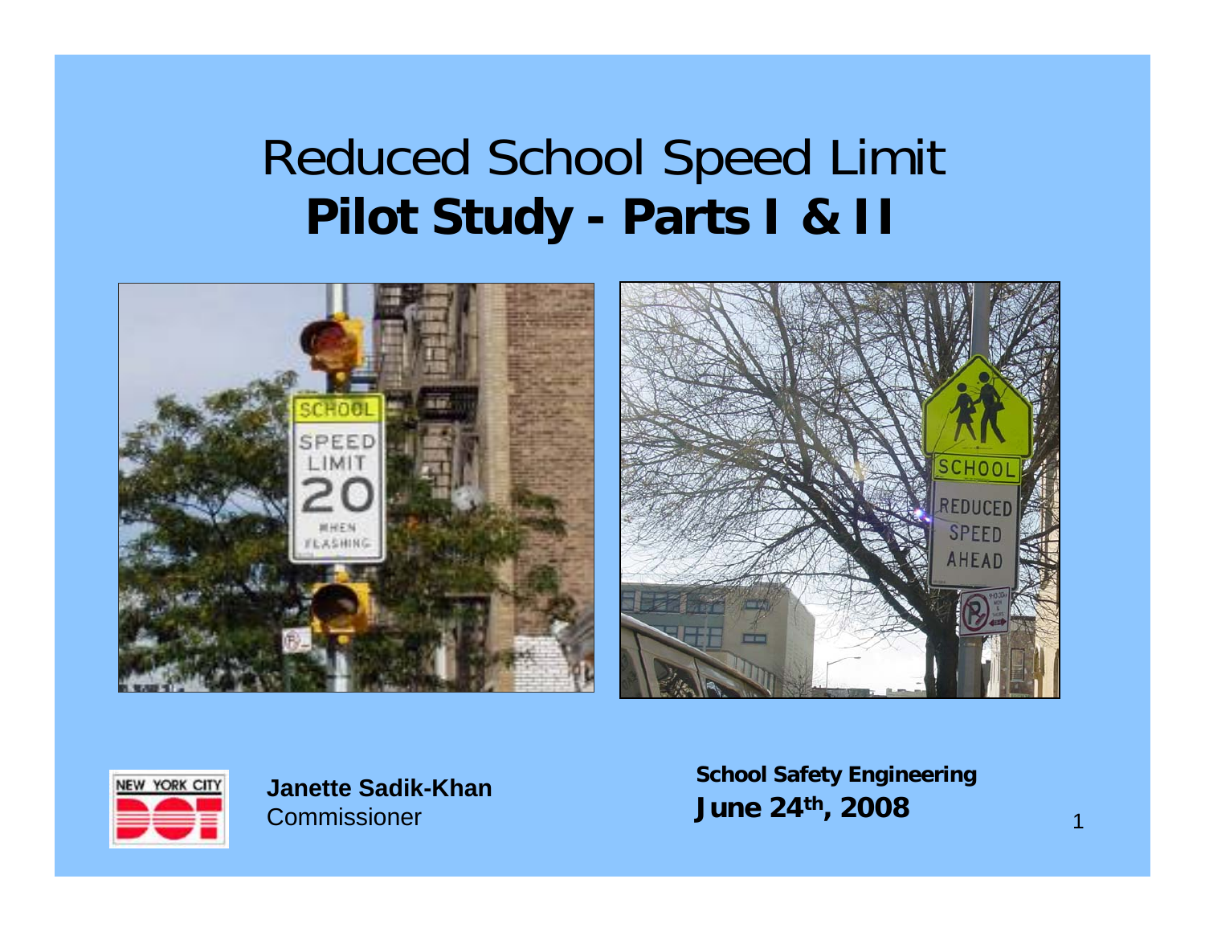# Reduced School Speed Limit
# **Pilot Study - Parts I & II**

**Janette Sadik-Khan**
Commissioner

**School Safety Engineering**
**June 24th, 2008**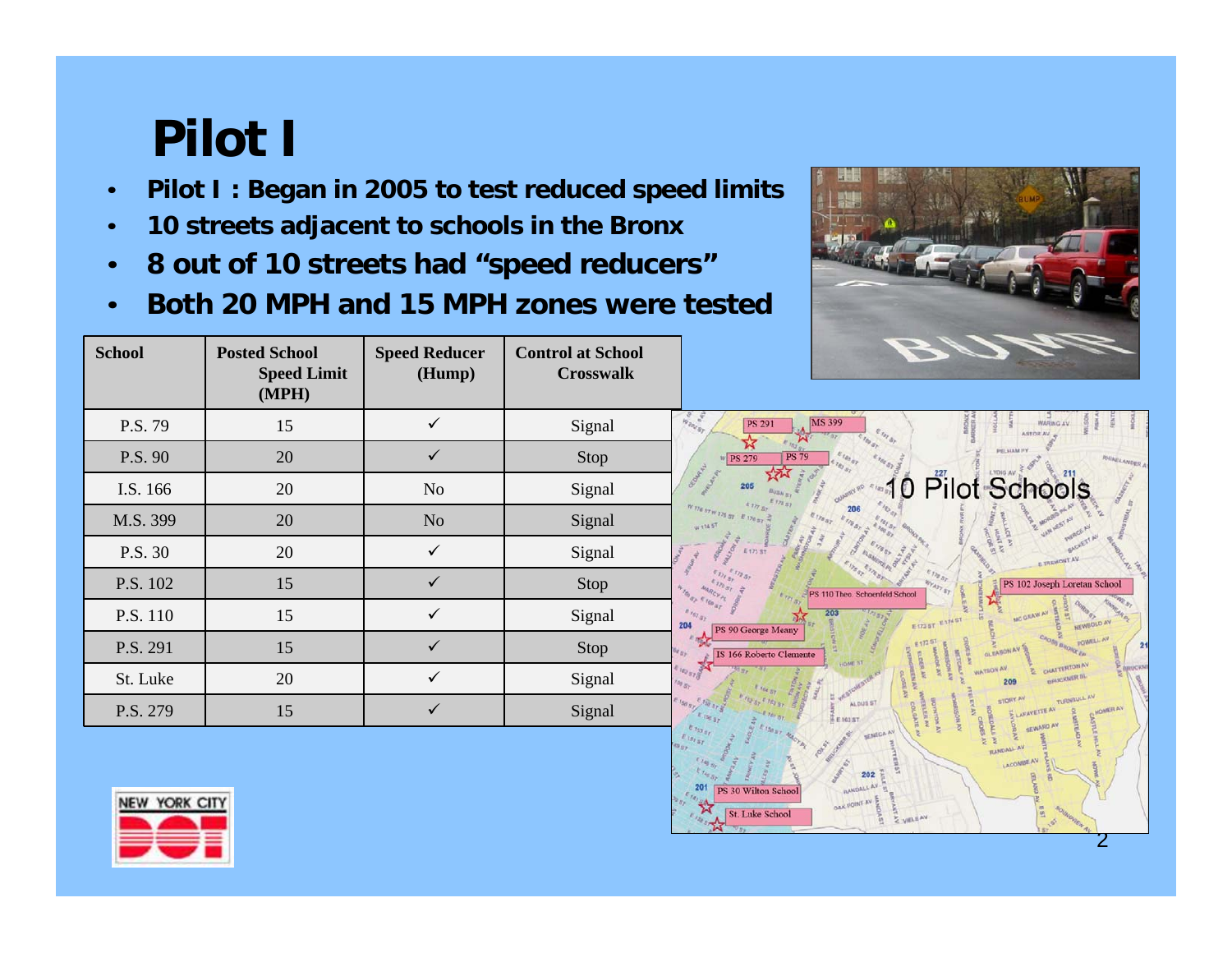# Pilot I

- **Pilot I : Began in 2005 to test reduced speed limits**
- **10 streets adjacent to schools in the Bronx**
- **8 out of 10 streets had "speed reducers"**
- **Both 20 MPH and 15 MPH zones were tested**

| School | Posted School Speed Limit (MPH) | Speed Reducer (Hump) | Control at School Crosswalk |
|---|---|---|---|
| P.S. 79 | 15 | ✓ | Signal |
| P.S. 90 | 20 | ✓ | Stop |
| I.S. 166 | 20 | No | Signal |
| M.S. 399 | 20 | No | Signal |
| P.S. 30 | 20 | ✓ | Signal |
| P.S. 102 | 15 | ✓ | Stop |
| P.S. 110 | 15 | ✓ | Signal |
| P.S. 291 | 15 | ✓ | Stop |
| St. Luke | 20 | ✓ | Signal |
| P.S. 279 | 15 | ✓ | Signal |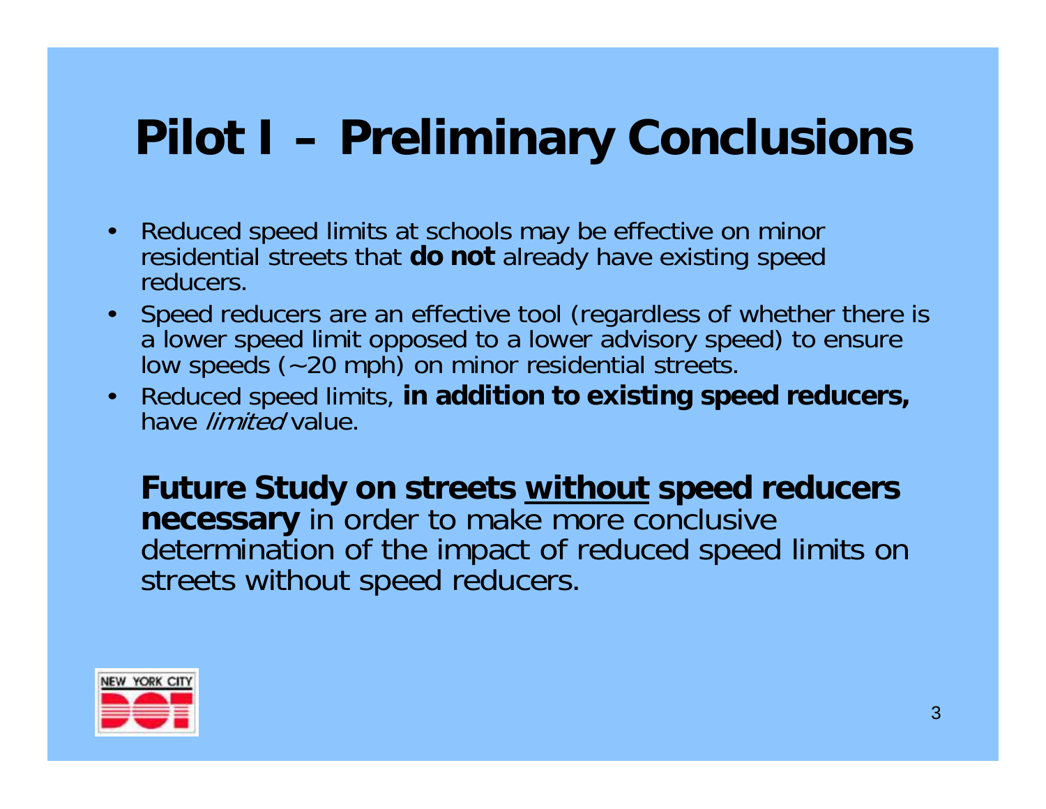# Pilot I – Preliminary Conclusions

- Reduced speed limits at schools may be effective on minor residential streets that **do not** already have existing speed reducers.
- Speed reducers are an effective tool (regardless of whether there is a lower speed limit opposed to a lower advisory speed) to ensure low speeds (~20 mph) on minor residential streets.
- Reduced speed limits, **in addition to existing speed reducers,** have *limited* value.

**Future Study on streets <u>without</u> speed reducers necessary** in order to make more conclusive determination of the impact of reduced speed limits on streets without speed reducers.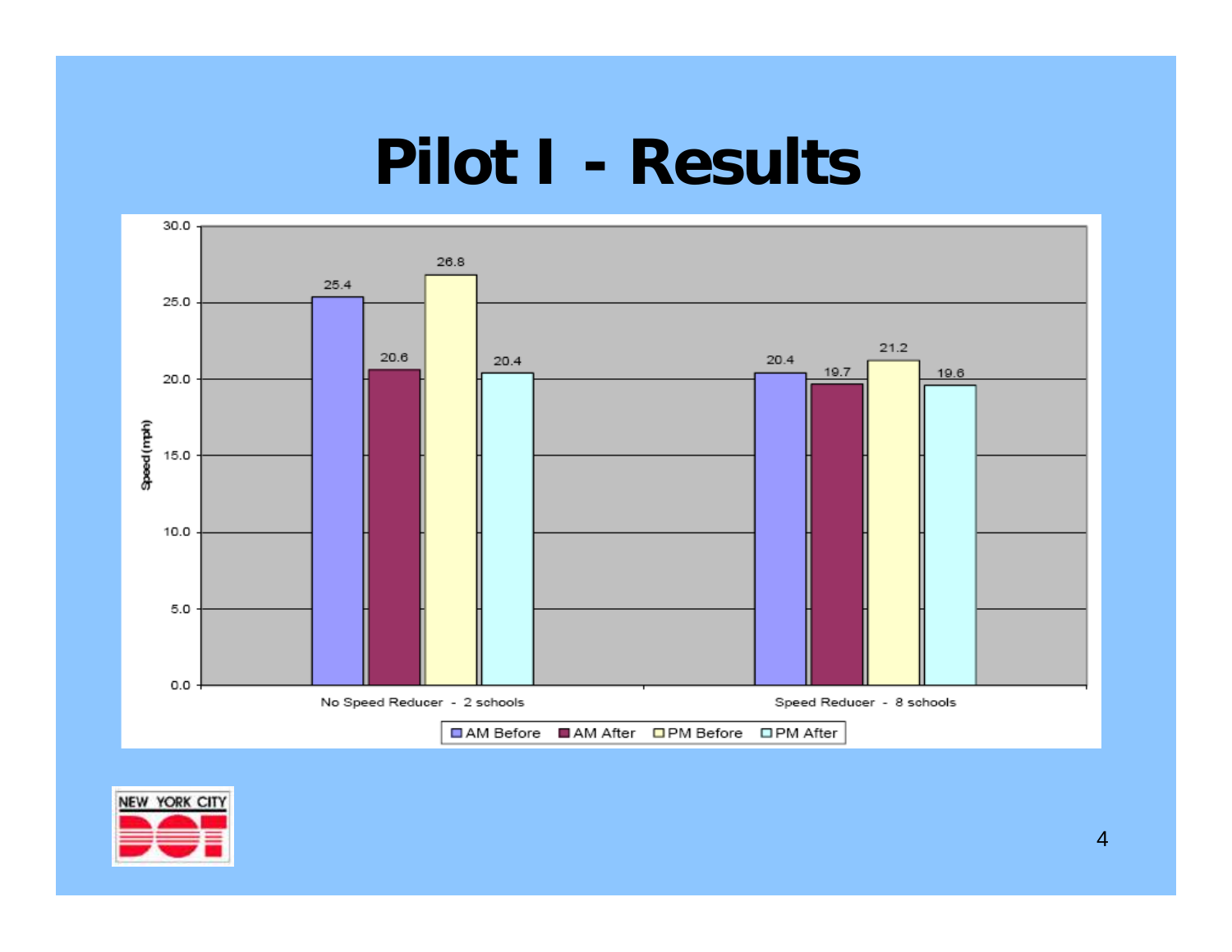# Pilot I - Results

| | AM Before | AM After | PM Before | PM After |
|---|---|---|---|---|
| No Speed Reducer - 2 schools | 25.4 | 20.6 | 26.8 | 20.4 |
| Speed Reducer - 8 schools | 20.4 | 19.7 | 21.2 | 19.6 |

Speed (mph)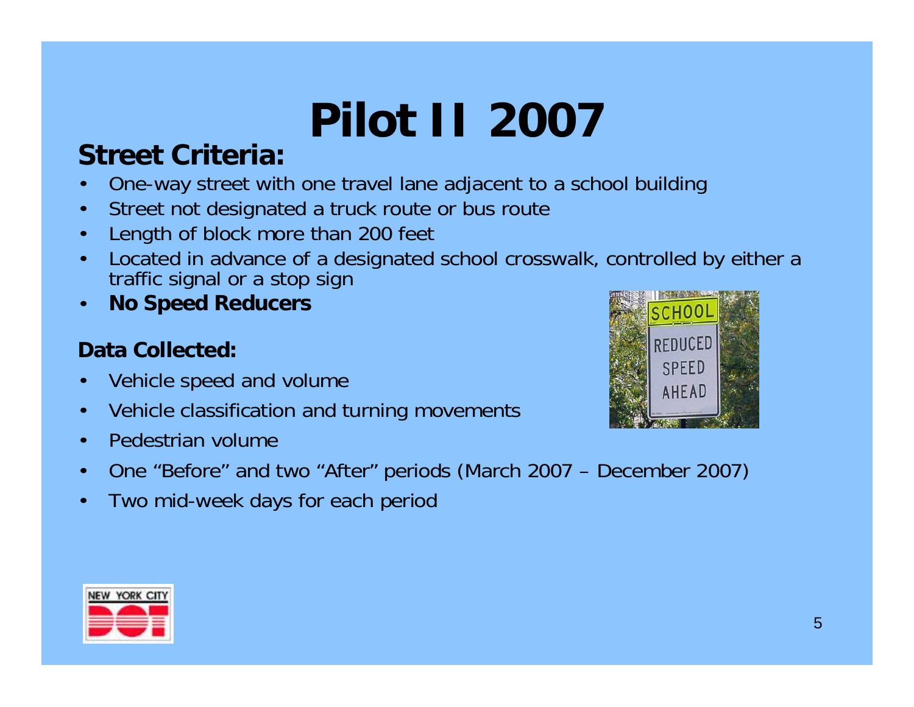# Pilot II 2007

## Street Criteria:

- One-way street with one travel lane adjacent to a school building
- Street not designated a truck route or bus route
- Length of block more than 200 feet
- Located in advance of a designated school crosswalk, controlled by either a traffic signal or a stop sign
- **No Speed Reducers**

### Data Collected:

- Vehicle speed and volume
- Vehicle classification and turning movements
- Pedestrian volume
- One "Before" and two "After" periods (March 2007 – December 2007)
- Two mid-week days for each period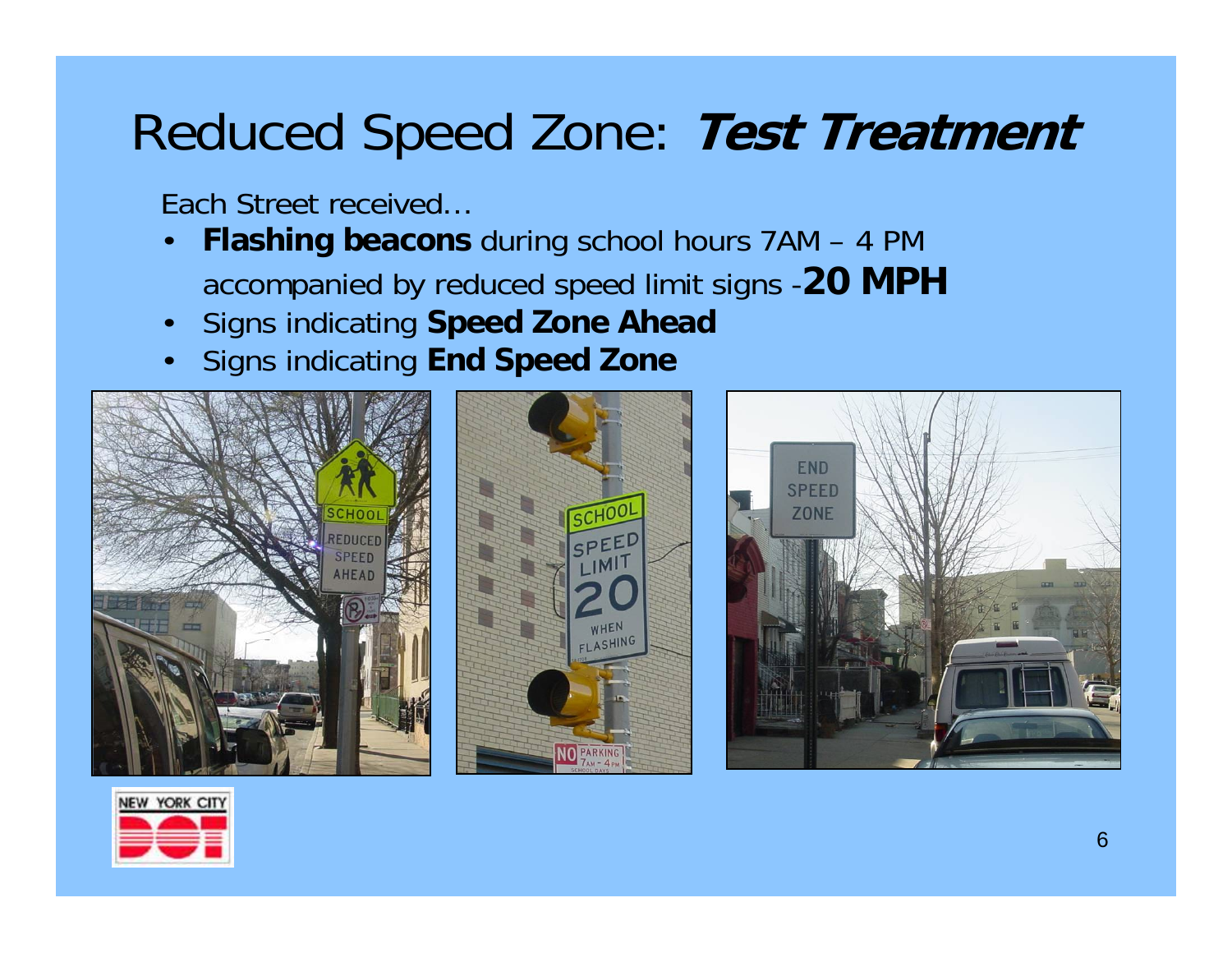# Reduced Speed Zone: ***Test Treatment***

Each Street received…

- **Flashing beacons** during school hours 7AM – 4 PM accompanied by reduced speed limit signs -**20 MPH**
- Signs indicating **Speed Zone Ahead**
- Signs indicating **End Speed Zone**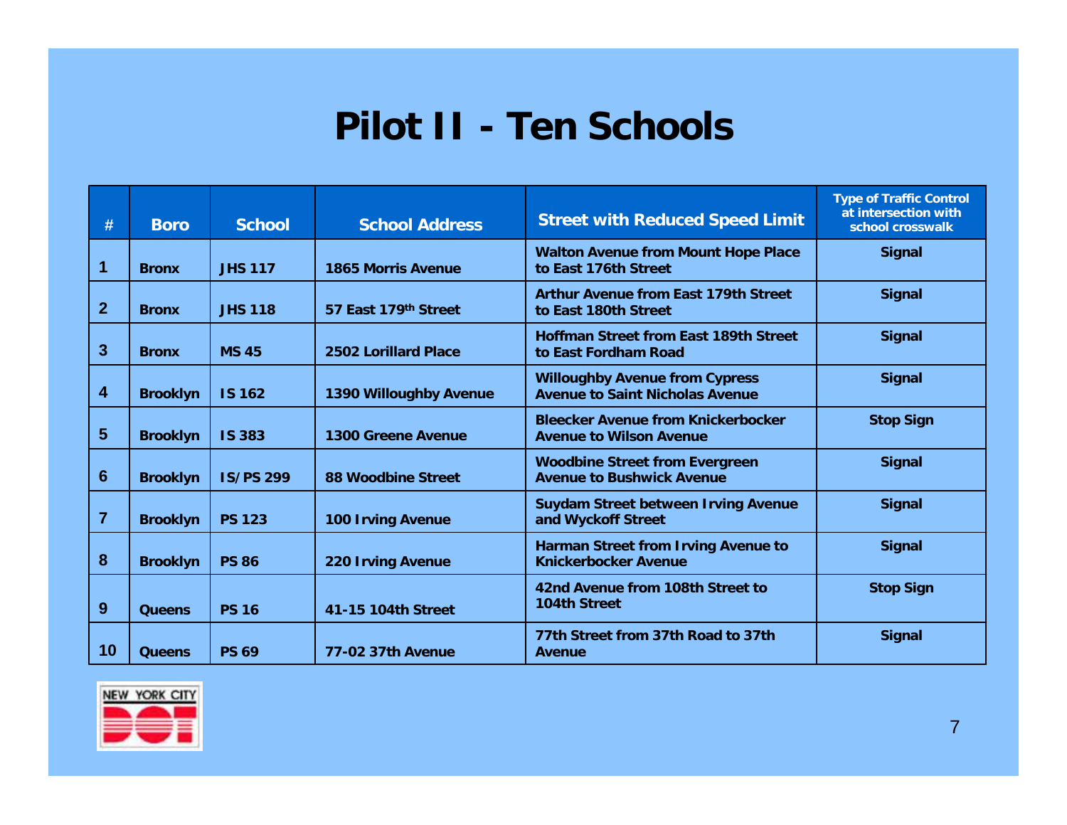# Pilot II - Ten Schools

| # | Boro | School | School Address | Street with Reduced Speed Limit | Type of Traffic Control at intersection with school crosswalk |
|---|---|---|---|---|---|
| 1 | Bronx | JHS 117 | 1865 Morris Avenue | Walton Avenue from Mount Hope Place to East 176th Street | Signal |
| 2 | Bronx | JHS 118 | 57 East 179th Street | Arthur Avenue from East 179th Street to East 180th Street | Signal |
| 3 | Bronx | MS 45 | 2502 Lorillard Place | Hoffman Street from East 189th Street to East Fordham Road | Signal |
| 4 | Brooklyn | IS 162 | 1390 Willoughby Avenue | Willoughby Avenue from Cypress Avenue to Saint Nicholas Avenue | Signal |
| 5 | Brooklyn | IS 383 | 1300 Greene Avenue | Bleecker Avenue from Knickerbocker Avenue to Wilson Avenue | Stop Sign |
| 6 | Brooklyn | IS/PS 299 | 88 Woodbine Street | Woodbine Street from Evergreen Avenue to Bushwick Avenue | Signal |
| 7 | Brooklyn | PS 123 | 100 Irving Avenue | Suydam Street between Irving Avenue and Wyckoff Street | Signal |
| 8 | Brooklyn | PS 86 | 220 Irving Avenue | Harman Street from Irving Avenue to Knickerbocker Avenue | Signal |
| 9 | Queens | PS 16 | 41-15 104th Street | 42nd Avenue from 108th Street to 104th Street | Stop Sign |
| 10 | Queens | PS 69 | 77-02 37th Avenue | 77th Street from 37th Road to 37th Avenue | Signal |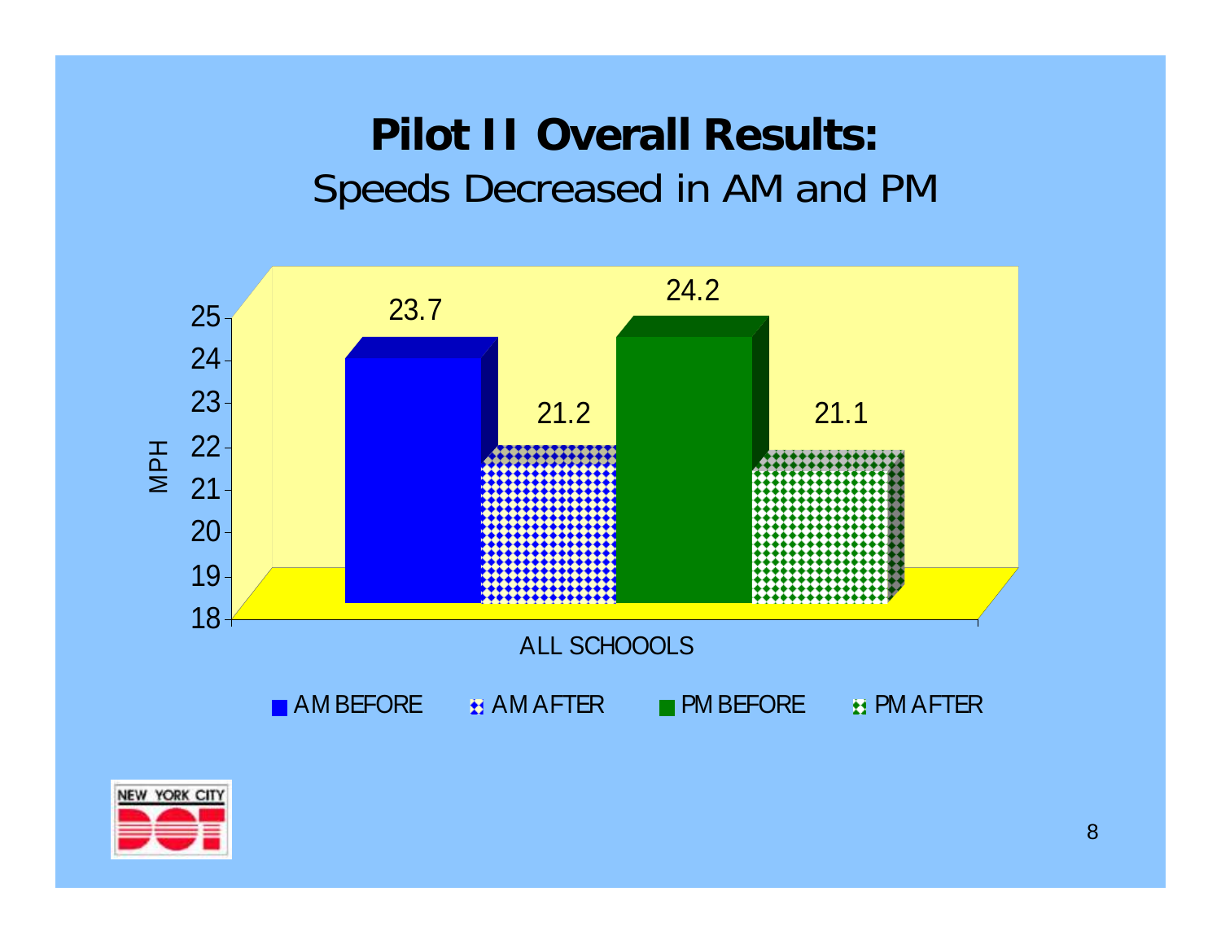# Pilot II Overall Results:

## Speeds Decreased in AM and PM

| ALL SCHOOOLS | MPH |
| --- | --- |
| AM BEFORE | 23.7 |
| AM AFTER | 21.2 |
| PM BEFORE | 24.2 |
| PM AFTER | 21.1 |

NEW YORK CITY DOT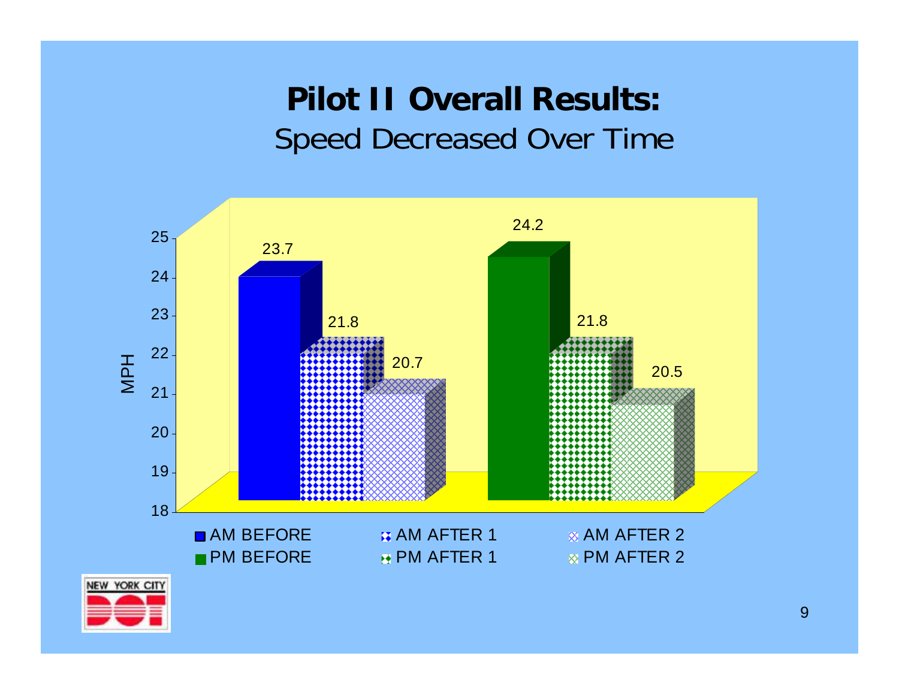# Pilot II Overall Results:

## Speed Decreased Over Time

| | BEFORE | AFTER 1 | AFTER 2 |
|---|---|---|---|
| AM | 23.7 | 21.8 | 20.7 |
| PM | 24.2 | 21.8 | 20.5 |

MPH

■ AM BEFORE ■ AM AFTER 1 ■ AM AFTER 2
■ PM BEFORE ■ PM AFTER 1 ■ PM AFTER 2

NEW YORK CITY DOT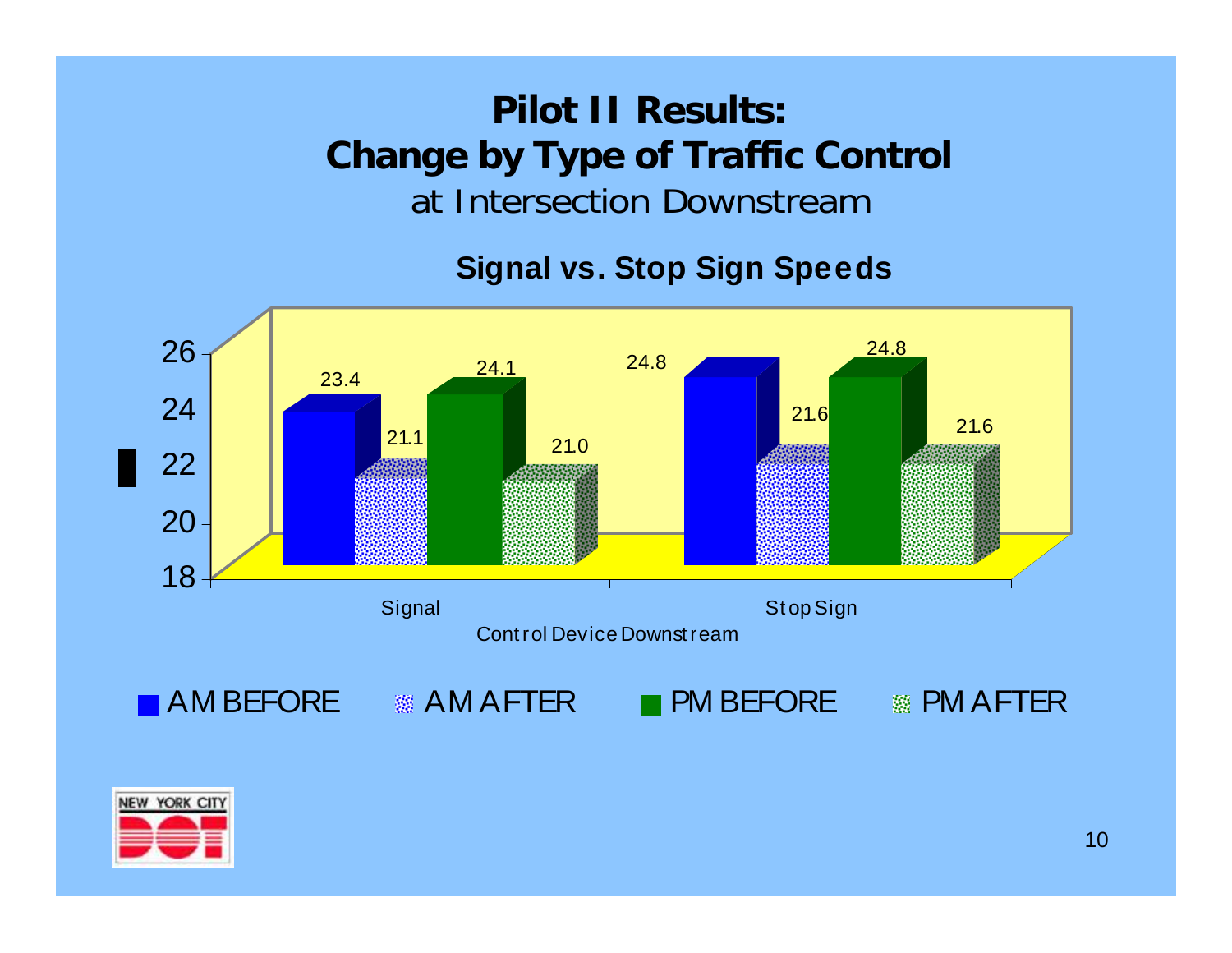# Pilot II Results: Change by Type of Traffic Control

at Intersection Downstream

### Signal vs. Stop Sign Speeds

| Control Device Downstream | AM BEFORE | AM AFTER | PM BEFORE | PM AFTER |
|---|---|---|---|---|
| Signal | 23.4 | 21.1 | 24.1 | 21.0 |
| Stop Sign | 24.8 | 21.6 | 24.8 | 21.6 |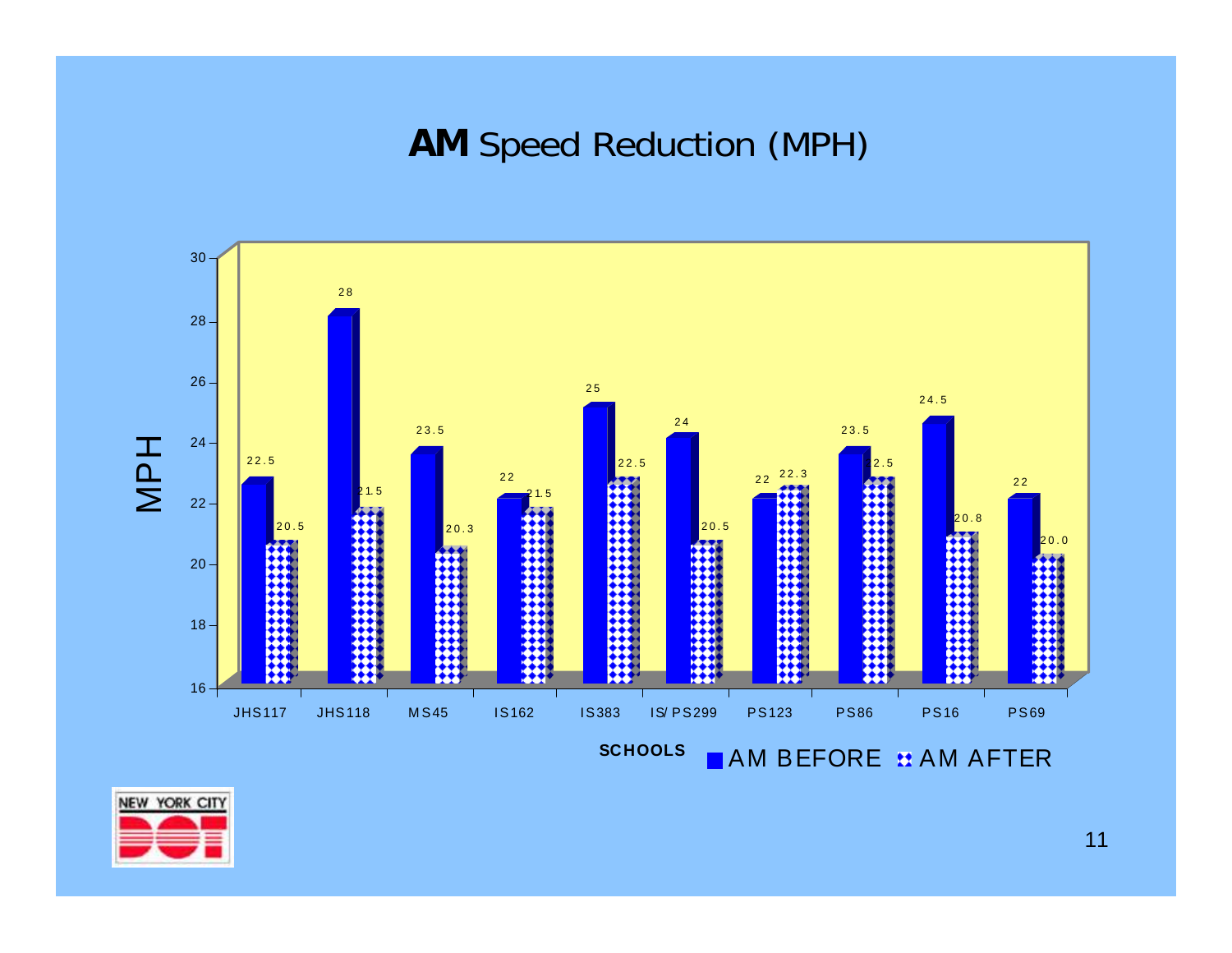# **AM** Speed Reduction (MPH)

| SCHOOLS | AM BEFORE | AM AFTER |
|---|---|---|
| JHS117 | 22.5 | 20.5 |
| JHS118 | 28 | 21.5 |
| MS45 | 23.5 | 20.3 |
| IS162 | 22 | 21.5 |
| IS383 | 25 | 22.5 |
| IS/PS299 | 24 | 20.5 |
| PS123 | 22 | 22.3 |
| PS86 | 23.5 | 22.5 |
| PS16 | 24.5 | 20.8 |
| PS69 | 22 | 20.0 |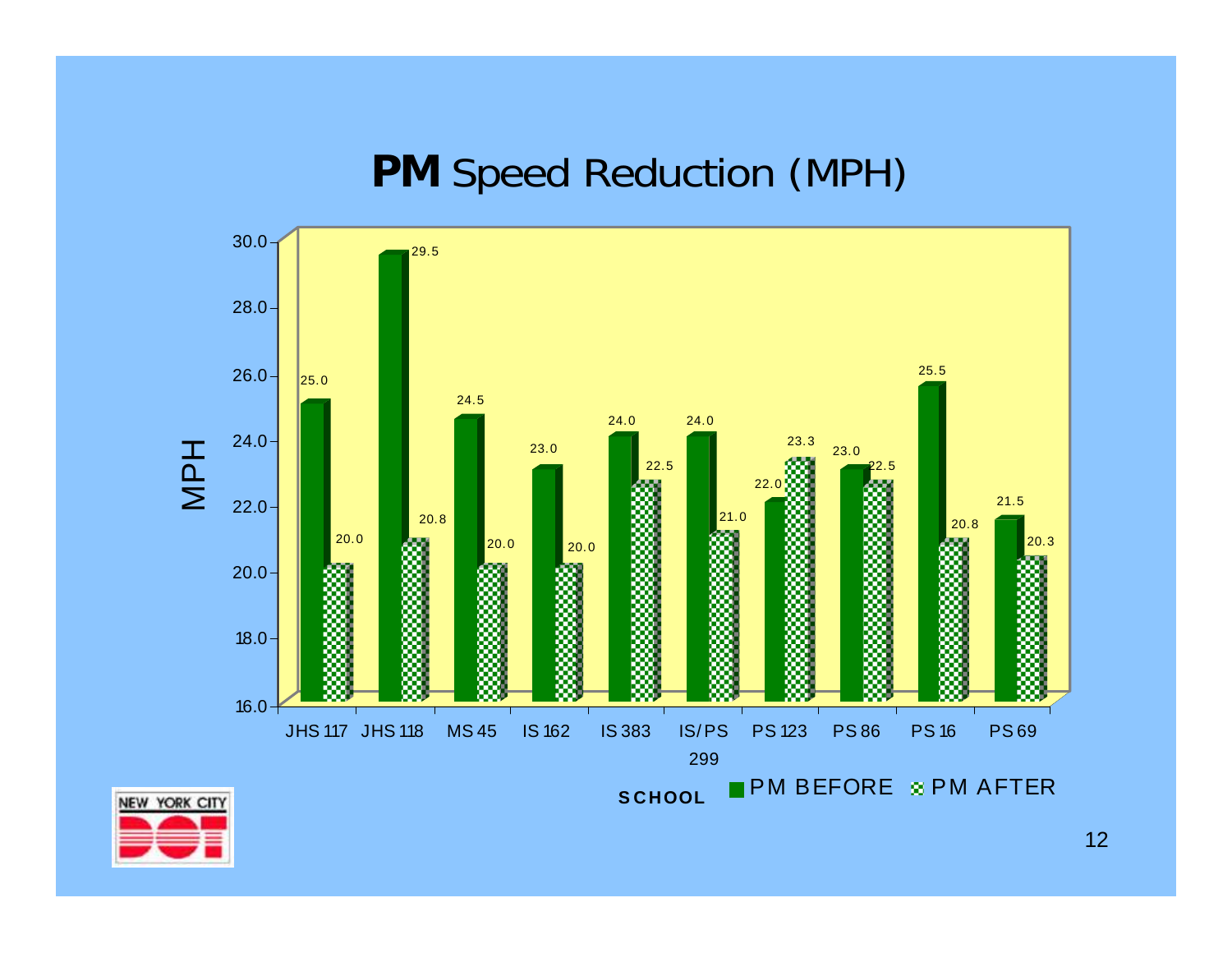# **PM** Speed Reduction (MPH)

| SCHOOL | PM BEFORE | PM AFTER |
|---|---|---|
| JHS 117 | 25.0 | 20.0 |
| JHS 118 | 29.5 | 20.8 |
| MS 45 | 24.5 | 20.0 |
| IS 162 | 23.0 | 20.0 |
| IS 383 | 24.0 | 22.5 |
| IS/PS 299 | 24.0 | 21.0 |
| PS 123 | 22.0 | 23.3 |
| PS 86 | 23.0 | 22.5 |
| PS 16 | 25.5 | 20.8 |
| PS 69 | 21.5 | 20.3 |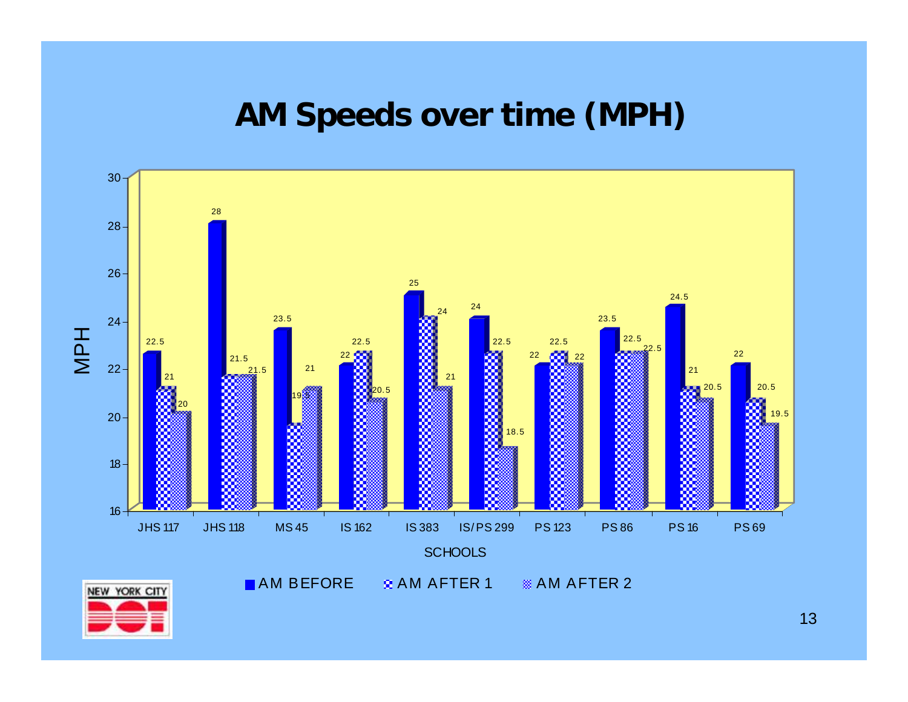# AM Speeds over time (MPH)

| SCHOOLS | AM BEFORE | AM AFTER 1 | AM AFTER 2 |
|---|---|---|---|
| JHS 117 | 22.5 | 21 | 20 |
| JHS 118 | 28 | 21.5 | 21.5 |
| MS 45 | 23.5 | 19.5 | 21 |
| IS 162 | 22 | 22.5 | 20.5 |
| IS 383 | 25 | 24 | 21 |
| IS/PS 299 | 24 | 22.5 | 18.5 |
| PS 123 | 22 | 22.5 | 22 |
| PS 86 | 23.5 | 22.5 | 22.5 |
| PS 16 | 24.5 | 21 | 20.5 |
| PS 69 | 22 | 20.5 | 19.5 |

NEW YORK CITY DOT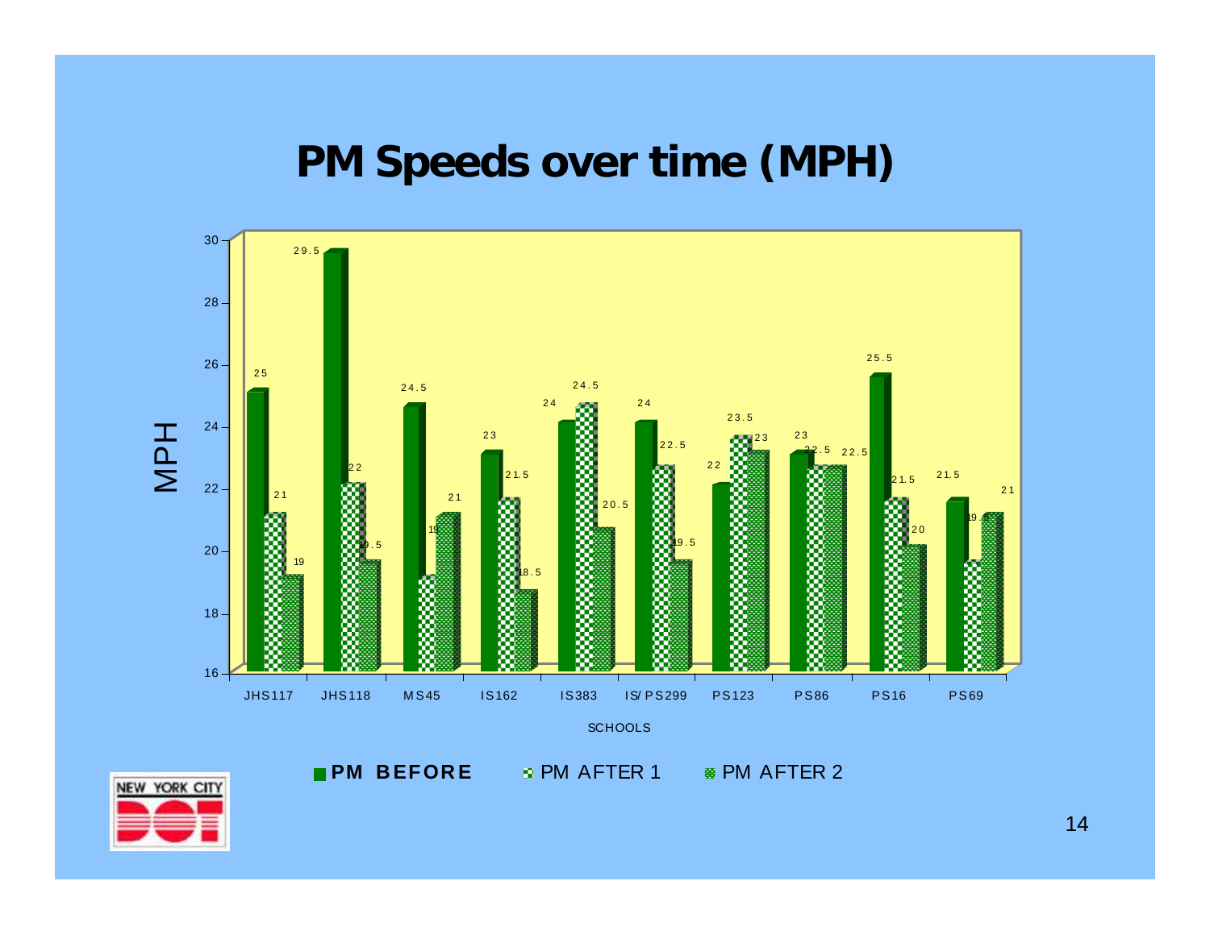# PM Speeds over time (MPH)

| SCHOOLS | PM BEFORE | PM AFTER 1 | PM AFTER 2 |
|---|---|---|---|
| JHS117 | 25 | 21 | 19 |
| JHS118 | 29.5 | 22 | 19.5 |
| MS45 | 24.5 | 19 | 21 |
| IS162 | 23 | 21.5 | 18.5 |
| IS383 | 24 | 24.5 | 20.5 |
| IS/PS299 | 24 | 22.5 | 19.5 |
| PS123 | 22 | 23.5 | 23 |
| PS86 | 23 | 22.5 | 22.5 |
| PS16 | 25.5 | 21.5 | 20 |
| PS69 | 21.5 | 19.5 | 21 |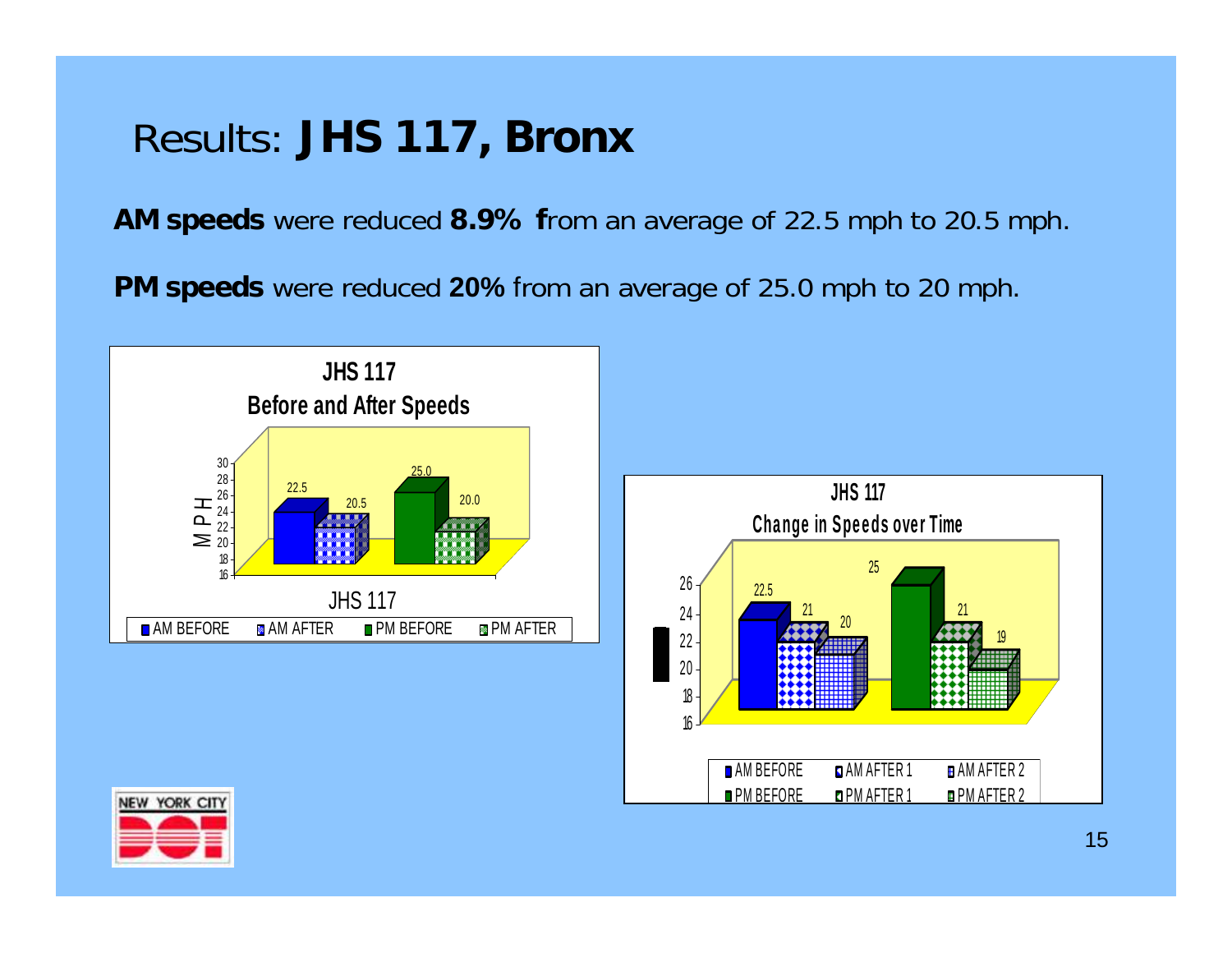# Results: **JHS 117, Bronx**

**AM speeds** were reduced **8.9% f**rom an average of 22.5 mph to 20.5 mph.

**PM speeds** were reduced **20%** from an average of 25.0 mph to 20 mph.

**JHS 117**
**Before and After Speeds**

| | AM BEFORE | AM AFTER | PM BEFORE | PM AFTER |
|---|---|---|---|---|
| JHS 117 (MPH) | 22.5 | 20.5 | 25.0 | 20.0 |

**JHS 117**
**Change in Speeds over Time**

| AM BEFORE | AM AFTER 1 | AM AFTER 2 | PM BEFORE | PM AFTER 1 | PM AFTER 2 |
|---|---|---|---|---|---|
| 22.5 | 21 | 20 | 25 | 21 | 19 |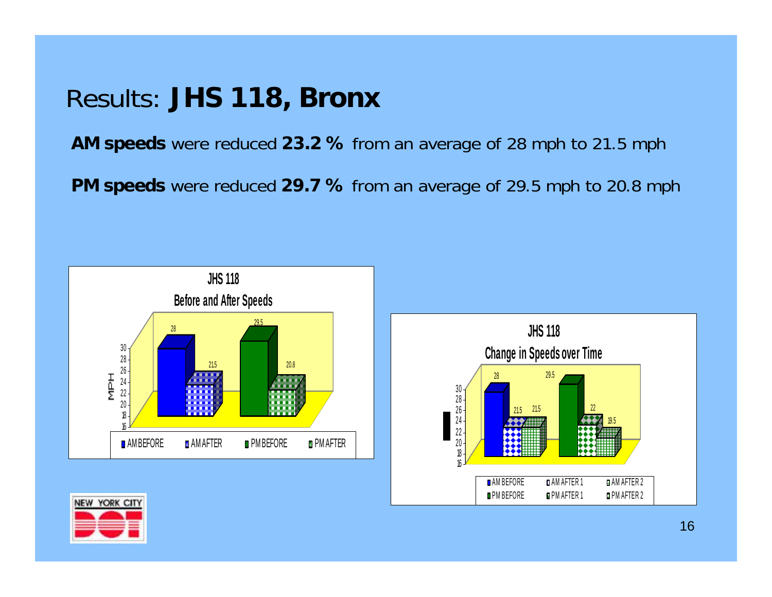# Results: **JHS 118, Bronx**

**AM speeds** were reduced **23.2 %** from an average of 28 mph to 21.5 mph

**PM speeds** were reduced **29.7 %** from an average of 29.5 mph to 20.8 mph

**JHS 118**
**Before and After Speeds**

| | AM BEFORE | AM AFTER | PM BEFORE | PM AFTER |
|---|---|---|---|---|
| MPH | 28 | 21.5 | 29.5 | 20.8 |

**JHS 118**
**Change in Speeds over Time**

| | BEFORE | AFTER 1 | AFTER 2 |
|---|---|---|---|
| AM | 28 | 21.5 | 21.5 |
| PM | 29.5 | 22 | 19.5 |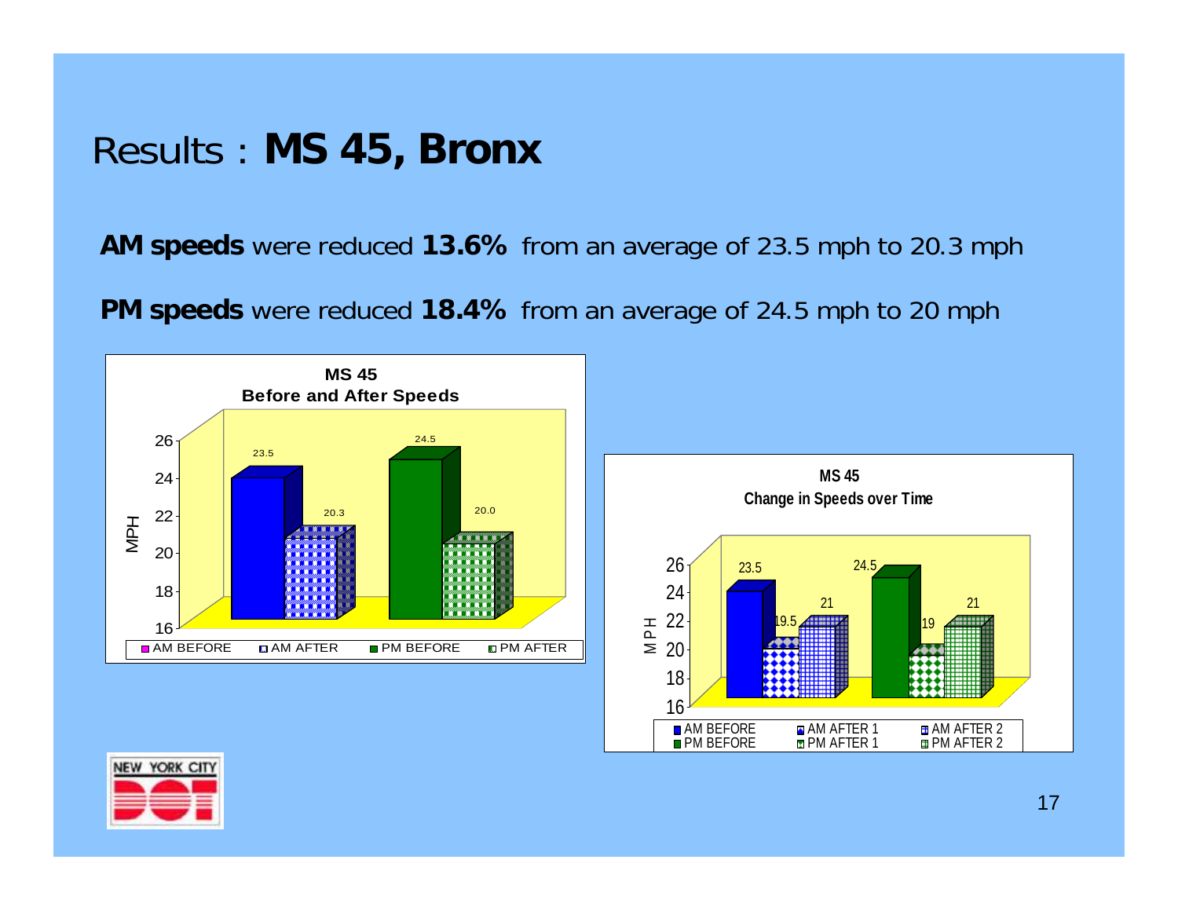# Results : **MS 45, Bronx**

**AM speeds** were reduced **13.6%** from an average of 23.5 mph to 20.3 mph

**PM speeds** were reduced **18.4%** from an average of 24.5 mph to 20 mph

**MS 45**
**Before and After Speeds**

| | MPH |
|---|---|
| AM BEFORE | 23.5 |
| AM AFTER | 20.3 |
| PM BEFORE | 24.5 |
| PM AFTER | 20.0 |

**MS 45**
**Change in Speeds over Time**

| | BEFORE | AFTER 1 | AFTER 2 |
|---|---|---|---|
| AM | 23.5 | 19.5 | 21 |
| PM | 24.5 | 19 | 21 |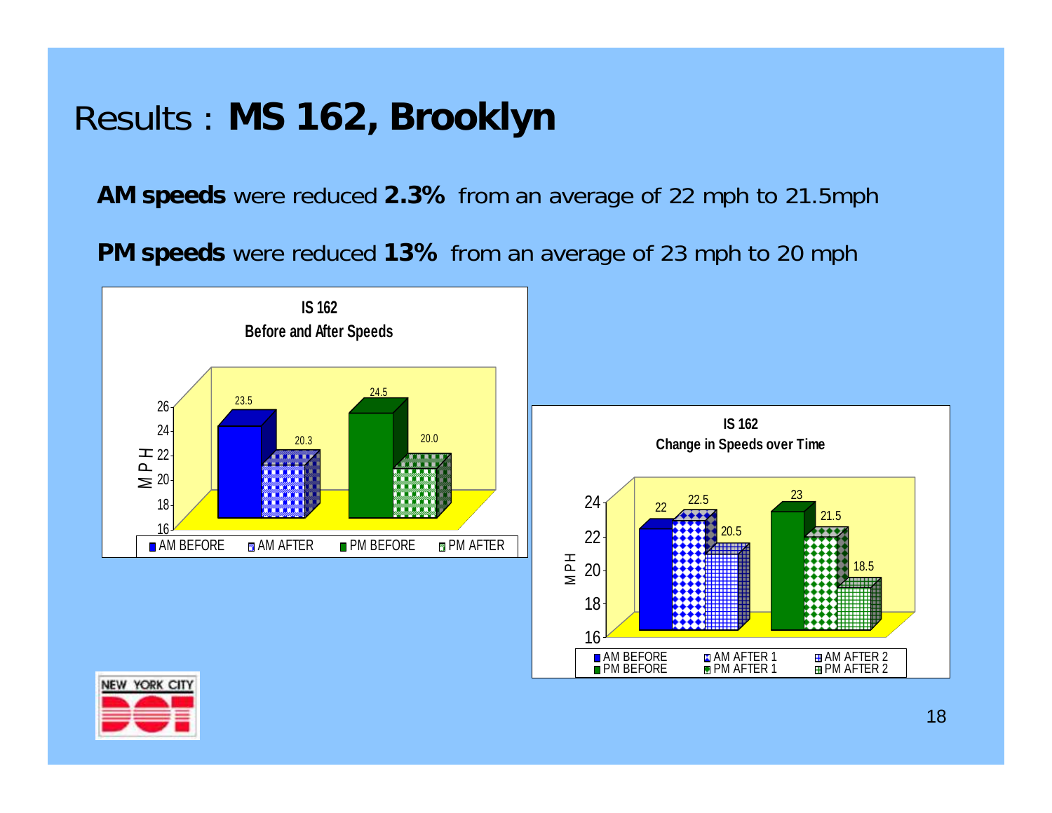# Results : **MS 162, Brooklyn**

**AM speeds** were reduced **2.3%** from an average of 22 mph to 21.5mph

**PM speeds** were reduced **13%** from an average of 23 mph to 20 mph

**IS 162**
**Before and After Speeds**

| | AM BEFORE | AM AFTER | PM BEFORE | PM AFTER |
|---|---|---|---|---|
| MPH | 23.5 | 20.3 | 24.5 | 20.0 |

**IS 162**
**Change in Speeds over Time**

| | BEFORE | AFTER 1 | AFTER 2 |
|---|---|---|---|
| AM | 22 | 22.5 | 20.5 |
| PM | 23 | 21.5 | 18.5 |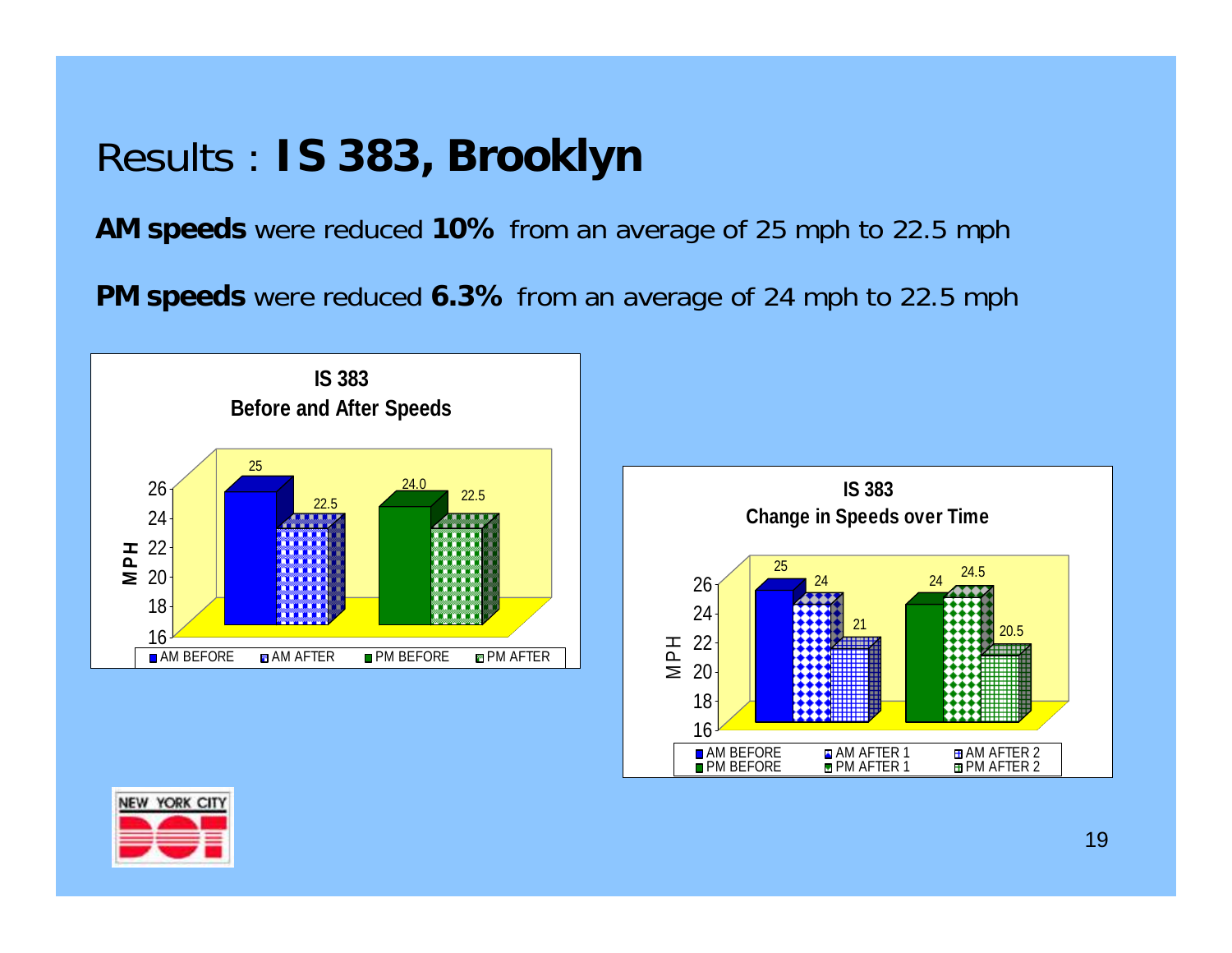# Results : **IS 383, Brooklyn**

**AM speeds** were reduced **10%** from an average of 25 mph to 22.5 mph

**PM speeds** were reduced **6.3%** from an average of 24 mph to 22.5 mph

**IS 383**
**Before and After Speeds**

| | AM BEFORE | AM AFTER | PM BEFORE | PM AFTER |
|---|---|---|---|---|
| MPH | 25 | 22.5 | 24.0 | 22.5 |

**IS 383**
**Change in Speeds over Time**

| | BEFORE | AFTER 1 | AFTER 2 |
|---|---|---|---|
| AM | 25 | 24 | 21 |
| PM | 24 | 24.5 | 20.5 |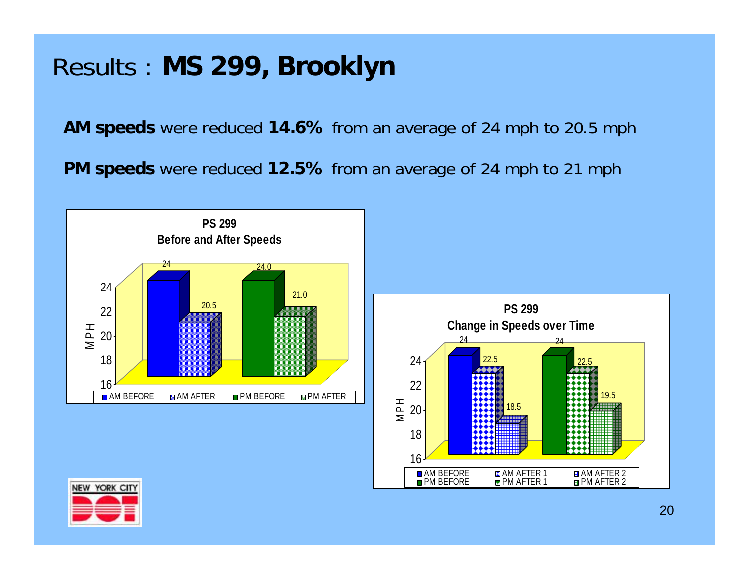# Results : **MS 299, Brooklyn**

**AM speeds** were reduced **14.6%** from an average of 24 mph to 20.5 mph

**PM speeds** were reduced **12.5%** from an average of 24 mph to 21 mph

**PS 299**
**Before and After Speeds**

| | MPH |
|---|---|
| AM BEFORE | 24 |
| AM AFTER | 20.5 |
| PM BEFORE | 24.0 |
| PM AFTER | 21.0 |

**PS 299**
**Change in Speeds over Time**

| | MPH |
|---|---|
| AM BEFORE | 24 |
| AM AFTER 1 | 22.5 |
| AM AFTER 2 | 18.5 |
| PM BEFORE | 24 |
| PM AFTER 1 | 22.5 |
| PM AFTER 2 | 19.5 |

NEW YORK CITY DOT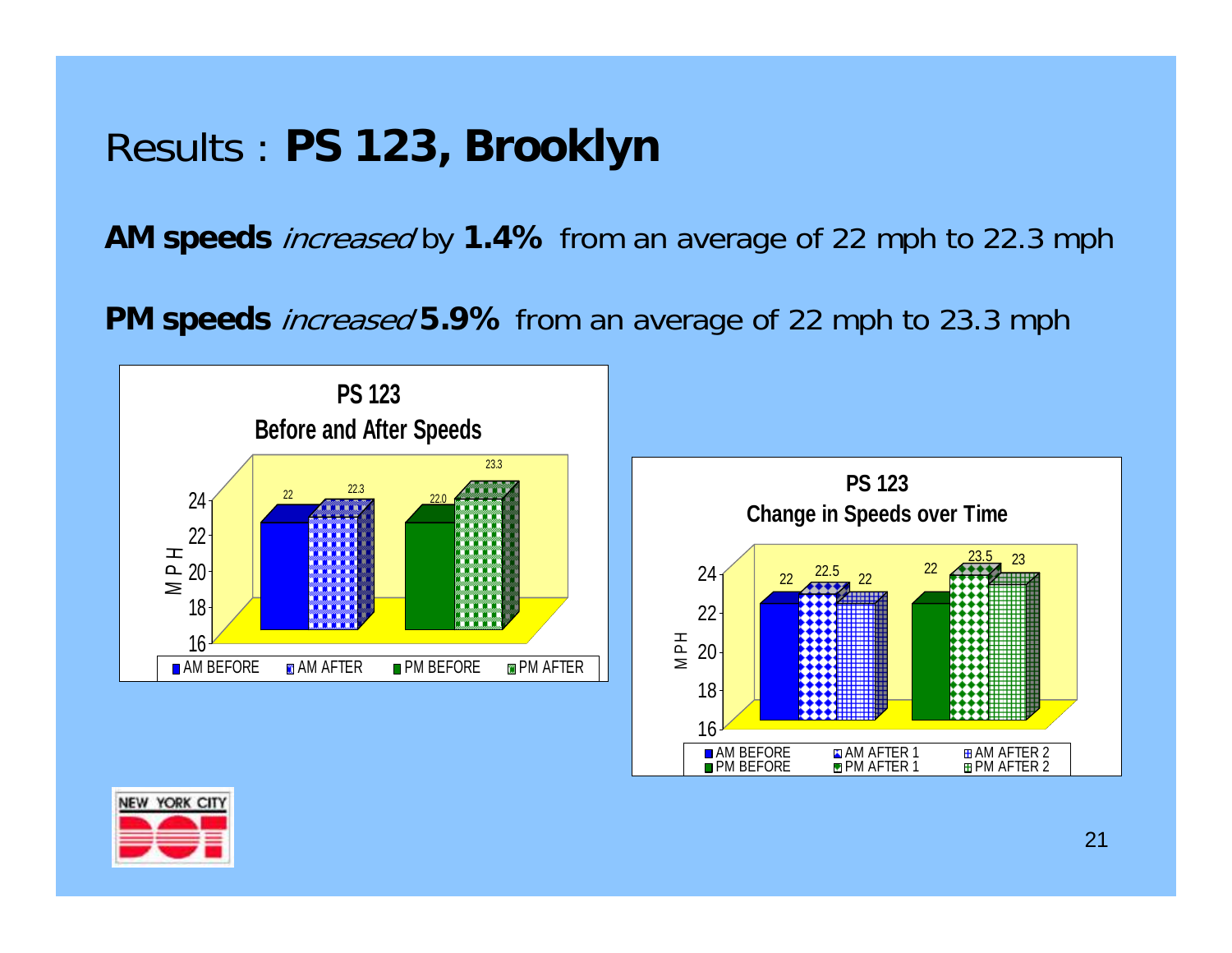# Results : **PS 123, Brooklyn**

**AM speeds** *increased* by **1.4%** from an average of 22 mph to 22.3 mph

**PM speeds** *increased* **5.9%** from an average of 22 mph to 23.3 mph

**PS 123**
**Before and After Speeds**

| | AM BEFORE | AM AFTER | PM BEFORE | PM AFTER |
|---|---|---|---|---|
| MPH | 22 | 22.3 | 22.0 | 23.3 |

**PS 123**
**Change in Speeds over Time**

| | BEFORE | AFTER 1 | AFTER 2 |
|---|---|---|---|
| AM | 22 | 22.5 | 22 |
| PM | 22 | 23.5 | 23 |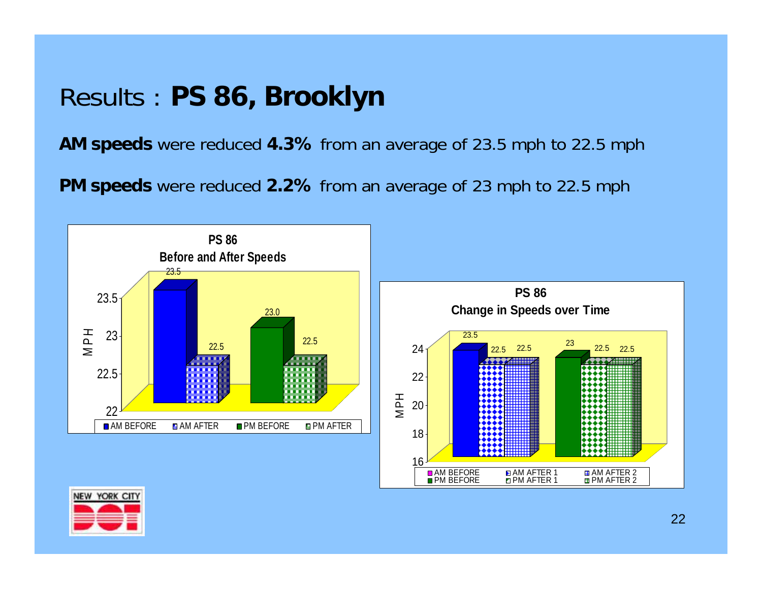# Results : **PS 86, Brooklyn**

**AM speeds** were reduced **4.3%** from an average of 23.5 mph to 22.5 mph

**PM speeds** were reduced **2.2%** from an average of 23 mph to 22.5 mph

**PS 86**
**Before and After Speeds**

| | AM BEFORE | AM AFTER | PM BEFORE | PM AFTER |
|---|---|---|---|---|
| MPH | 23.5 | 22.5 | 23.0 | 22.5 |

**PS 86**
**Change in Speeds over Time**

| | BEFORE | AFTER 1 | AFTER 2 |
|---|---|---|---|
| AM | 23.5 | 22.5 | 22.5 |
| PM | 23 | 22.5 | 22.5 |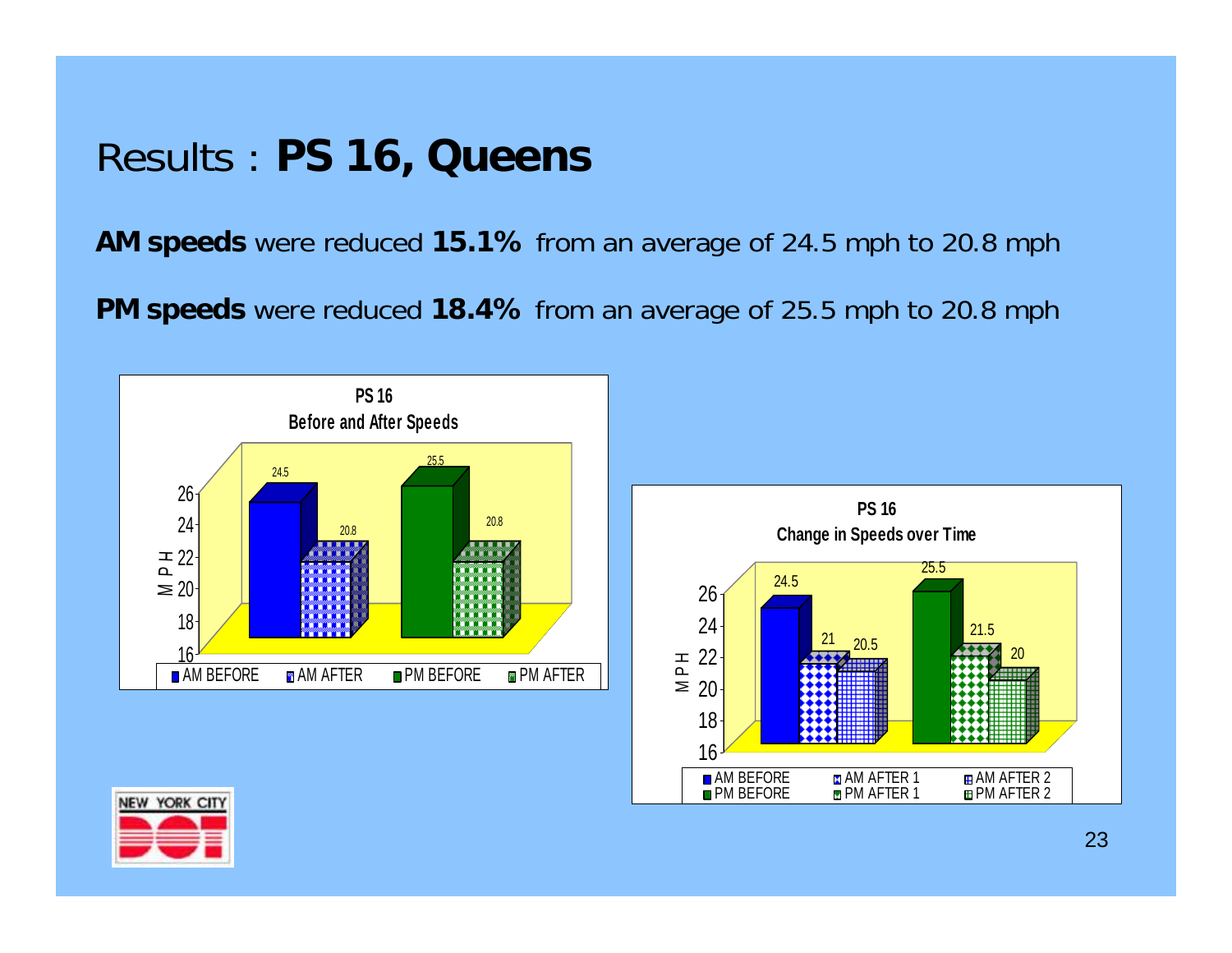# Results : **PS 16, Queens**

**AM speeds** were reduced **15.1%** from an average of 24.5 mph to 20.8 mph

**PM speeds** were reduced **18.4%** from an average of 25.5 mph to 20.8 mph

**PS 16**
**Before and After Speeds**

| | MPH |
|---|---|
| AM BEFORE | 24.5 |
| AM AFTER | 20.8 |
| PM BEFORE | 25.5 |
| PM AFTER | 20.8 |

**PS 16**
**Change in Speeds over Time**

| | BEFORE | AFTER 1 | AFTER 2 |
|---|---|---|---|
| AM | 24.5 | 21 | 20.5 |
| PM | 25.5 | 21.5 | 20 |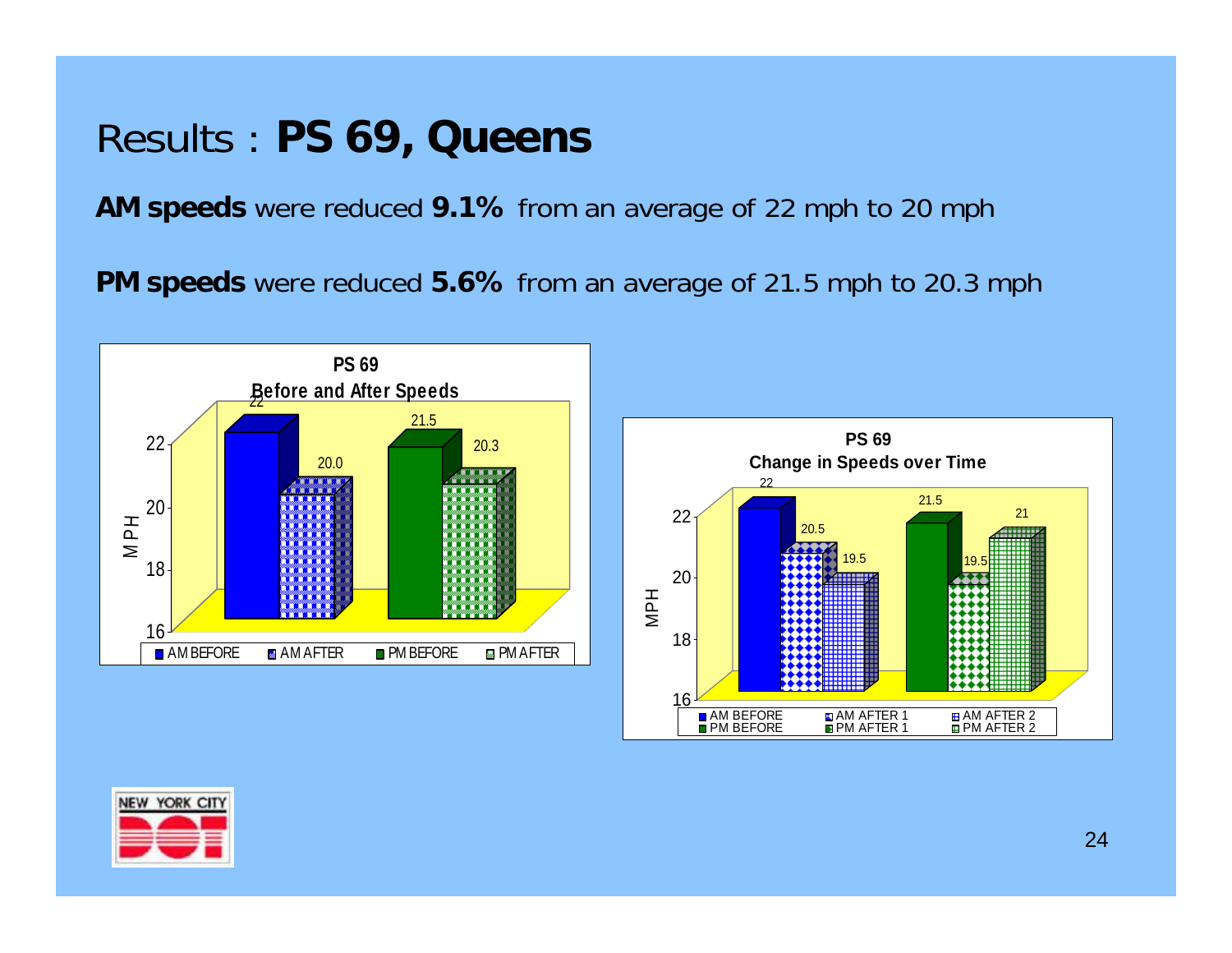# Results : **PS 69, Queens**

**AM speeds** were reduced **9.1%** from an average of 22 mph to 20 mph

**PM speeds** were reduced **5.6%** from an average of 21.5 mph to 20.3 mph

**PS 69**
**Before and After Speeds**

| | MPH |
|---|---|
| AM BEFORE | 22 |
| AM AFTER | 20.0 |
| PM BEFORE | 21.5 |
| PM AFTER | 20.3 |

**PS 69**
**Change in Speeds over Time**

| | MPH |
|---|---|
| AM BEFORE | 22 |
| AM AFTER 1 | 20.5 |
| AM AFTER 2 | 19.5 |
| PM BEFORE | 21.5 |
| PM AFTER 1 | 19.5 |
| PM AFTER 2 | 21 |

NEW YORK CITY DOT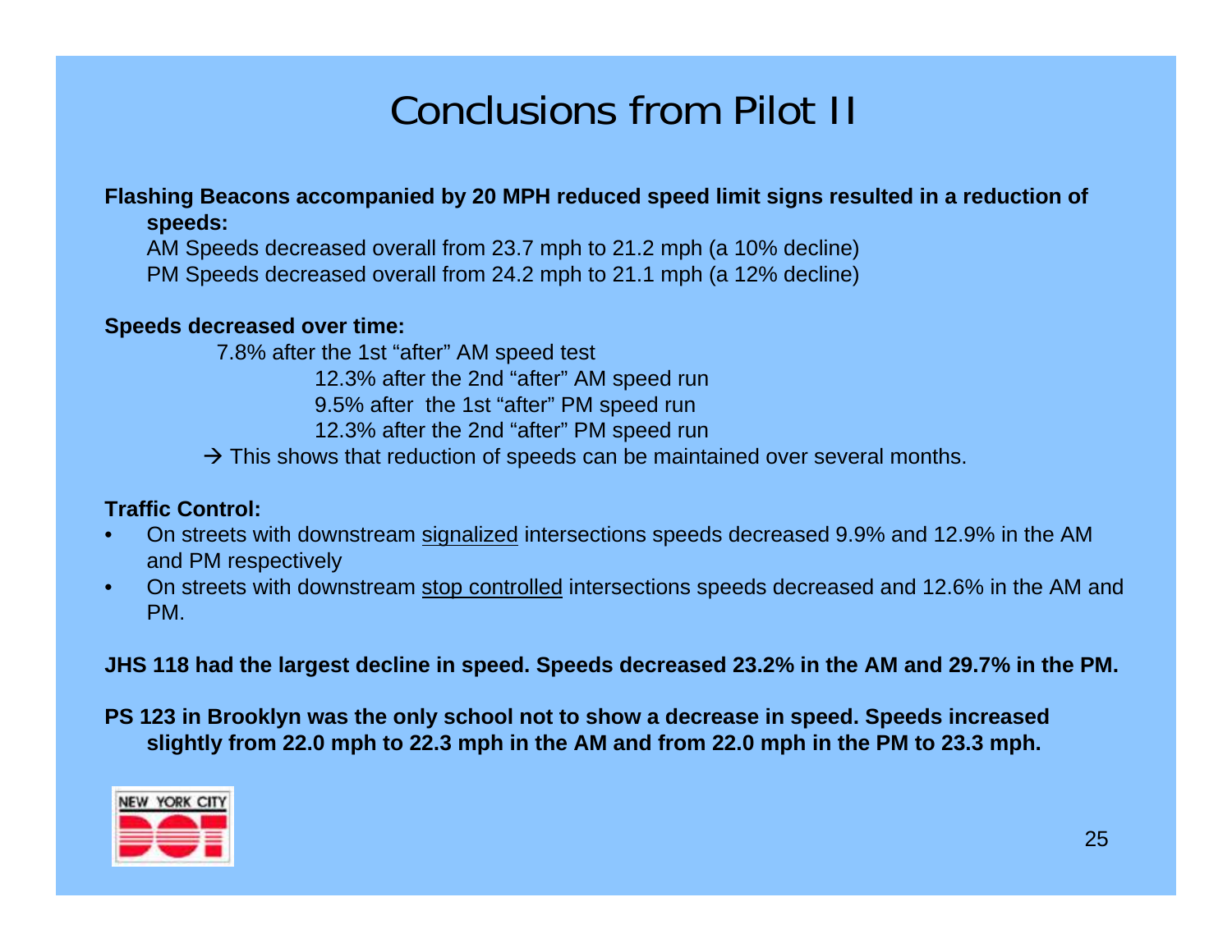# Conclusions from Pilot II

**Flashing Beacons accompanied by 20 MPH reduced speed limit signs resulted in a reduction of speeds:**

AM Speeds decreased overall from 23.7 mph to 21.2 mph (a 10% decline)

PM Speeds decreased overall from 24.2 mph to 21.1 mph (a 12% decline)

**Speeds decreased over time:**

7.8% after the 1st "after" AM speed test

12.3% after the 2nd "after" AM speed run

9.5% after the 1st "after" PM speed run

12.3% after the 2nd "after" PM speed run

→ This shows that reduction of speeds can be maintained over several months.

**Traffic Control:**

- On streets with downstream signalized intersections speeds decreased 9.9% and 12.9% in the AM and PM respectively
- On streets with downstream stop controlled intersections speeds decreased and 12.6% in the AM and PM.

**JHS 118 had the largest decline in speed. Speeds decreased 23.2% in the AM and 29.7% in the PM.**

**PS 123 in Brooklyn was the only school not to show a decrease in speed. Speeds increased slightly from 22.0 mph to 22.3 mph in the AM and from 22.0 mph in the PM to 23.3 mph.**

NEW YORK CITY DOT